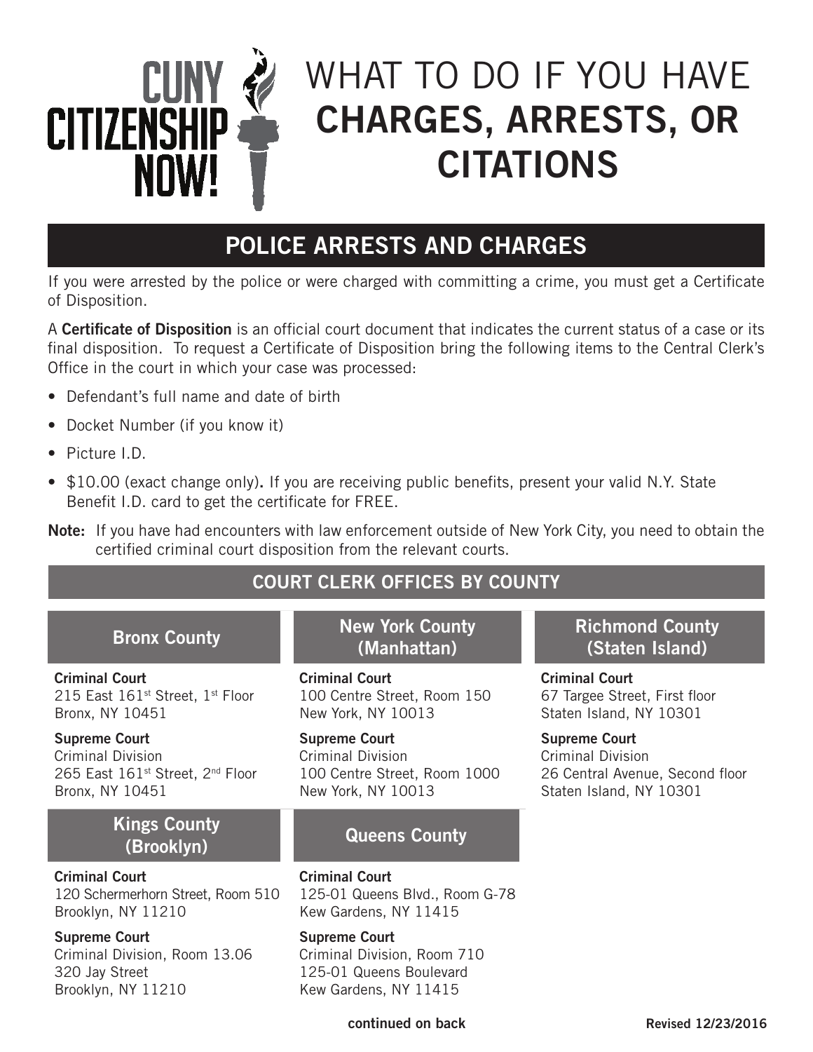# WHAT TO DO IF YOU HAVE **CHARGES, ARRESTS, OR CITATIONS**

CUNY CITIZENSHIP NOW!

## POLICE ARRESTS AND CHARGES

If you were arrested by the police or were charged with committing a crime, you must get a Certificate of Disposition.

A **Certificate of Disposition** is an official court document that indicates the current status of a case or its final disposition. To request a Certificate of Disposition bring the following items to the Central Clerk's Office in the court in which your case was processed:

- Defendant's full name and date of birth
- Docket Number (if you know it)
- Picture I.D.
- $10.00 (exact change only). If you are receiving public benefits, present your valid N.Y. State Benefit I.D. card to get the certificate for FREE.

**Note:** If you have had encounters with law enforcement outside of New York City, you need to obtain the certified criminal court disposition from the relevant courts.

### COURT CLERK OFFICES BY COUNTY

#### Bronx County

**Criminal Court**
215 East 161st Street, 1st Floor
Bronx, NY 10451

**Supreme Court**
Criminal Division
265 East 161st Street, 2nd Floor
Bronx, NY 10451

#### New York County (Manhattan)

**Criminal Court**
100 Centre Street, Room 150
New York, NY 10013

**Supreme Court**
Criminal Division
100 Centre Street, Room 1000
New York, NY 10013

#### Richmond County (Staten Island)

**Criminal Court**
67 Targee Street, First floor
Staten Island, NY 10301

**Supreme Court**
Criminal Division
26 Central Avenue, Second floor
Staten Island, NY 10301

#### Kings County (Brooklyn)

**Criminal Court**
120 Schermerhorn Street, Room 510
Brooklyn, NY 11210

**Supreme Court**
Criminal Division, Room 13.06
320 Jay Street
Brooklyn, NY 11210

#### Queens County

**Criminal Court**
125-01 Queens Blvd., Room G-78
Kew Gardens, NY 11415

**Supreme Court**
Criminal Division, Room 710
125-01 Queens Boulevard
Kew Gardens, NY 11415

**continued on back**

**Revised 12/23/2016**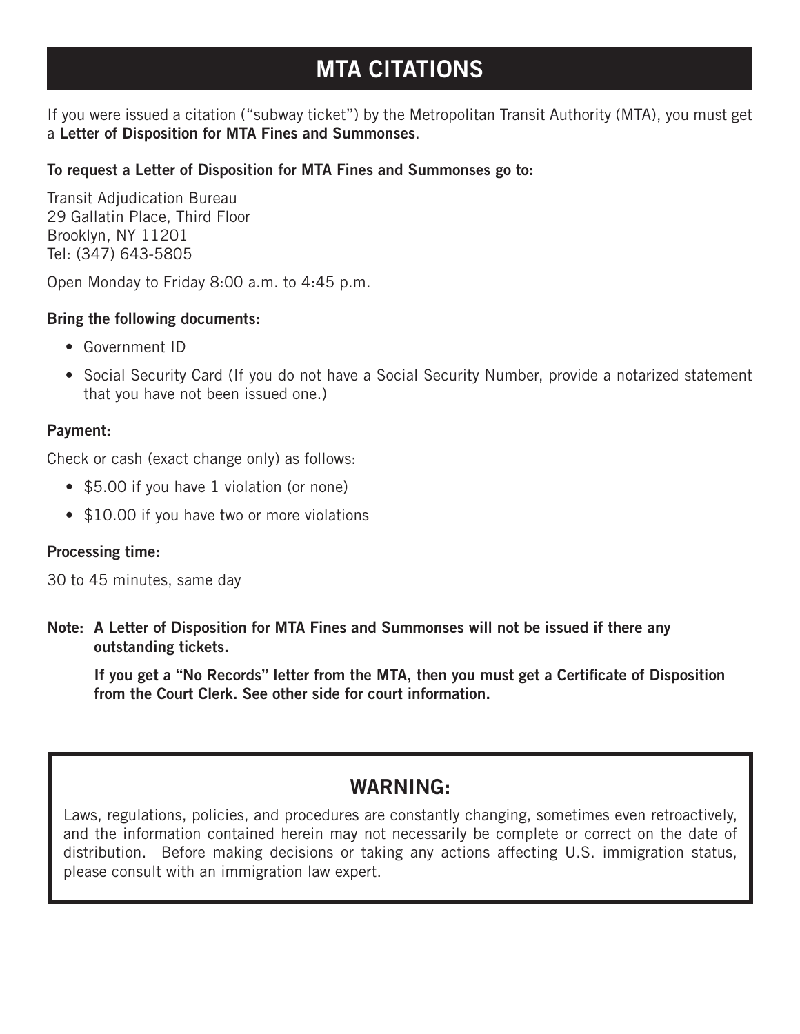# MTA CITATIONS

If you were issued a citation ("subway ticket") by the Metropolitan Transit Authority (MTA), you must get a **Letter of Disposition for MTA Fines and Summonses**.

**To request a Letter of Disposition for MTA Fines and Summonses go to:**

Transit Adjudication Bureau
29 Gallatin Place, Third Floor
Brooklyn, NY 11201
Tel: (347) 643-5805

Open Monday to Friday 8:00 a.m. to 4:45 p.m.

**Bring the following documents:**

- Government ID
- Social Security Card (If you do not have a Social Security Number, provide a notarized statement that you have not been issued one.)

**Payment:**

Check or cash (exact change only) as follows:

- $5.00 if you have 1 violation (or none)
- $10.00 if you have two or more violations

**Processing time:**

30 to 45 minutes, same day

**Note: A Letter of Disposition for MTA Fines and Summonses will not be issued if there any outstanding tickets.**

**If you get a "No Records" letter from the MTA, then you must get a Certificate of Disposition from the Court Clerk. See other side for court information.**

## WARNING:

Laws, regulations, policies, and procedures are constantly changing, sometimes even retroactively, and the information contained herein may not necessarily be complete or correct on the date of distribution. Before making decisions or taking any actions affecting U.S. immigration status, please consult with an immigration law expert.